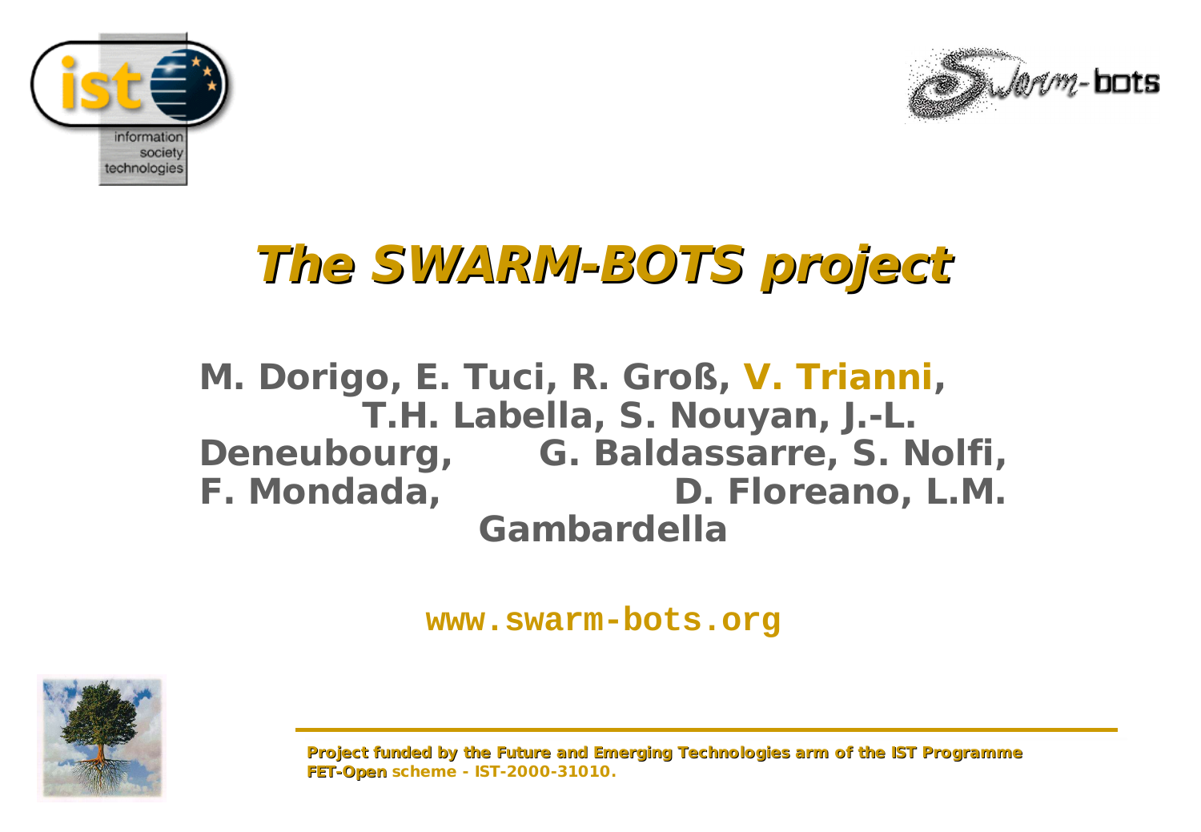# *The SWARM-BOTS project*

**M. Dorigo, E. Tuci, R. Groß, V. Trianni, T.H. Labella, S. Nouyan, J.-L. Deneubourg, G. Baldassarre, S. Nolfi, F. Mondada, D. Floreano, L.M. Gambardella**

**www.swarm-bots.org**

**Project funded by the Future and Emerging Technologies arm of the IST Programme**
**FET-Open scheme - IST-2000-31010.**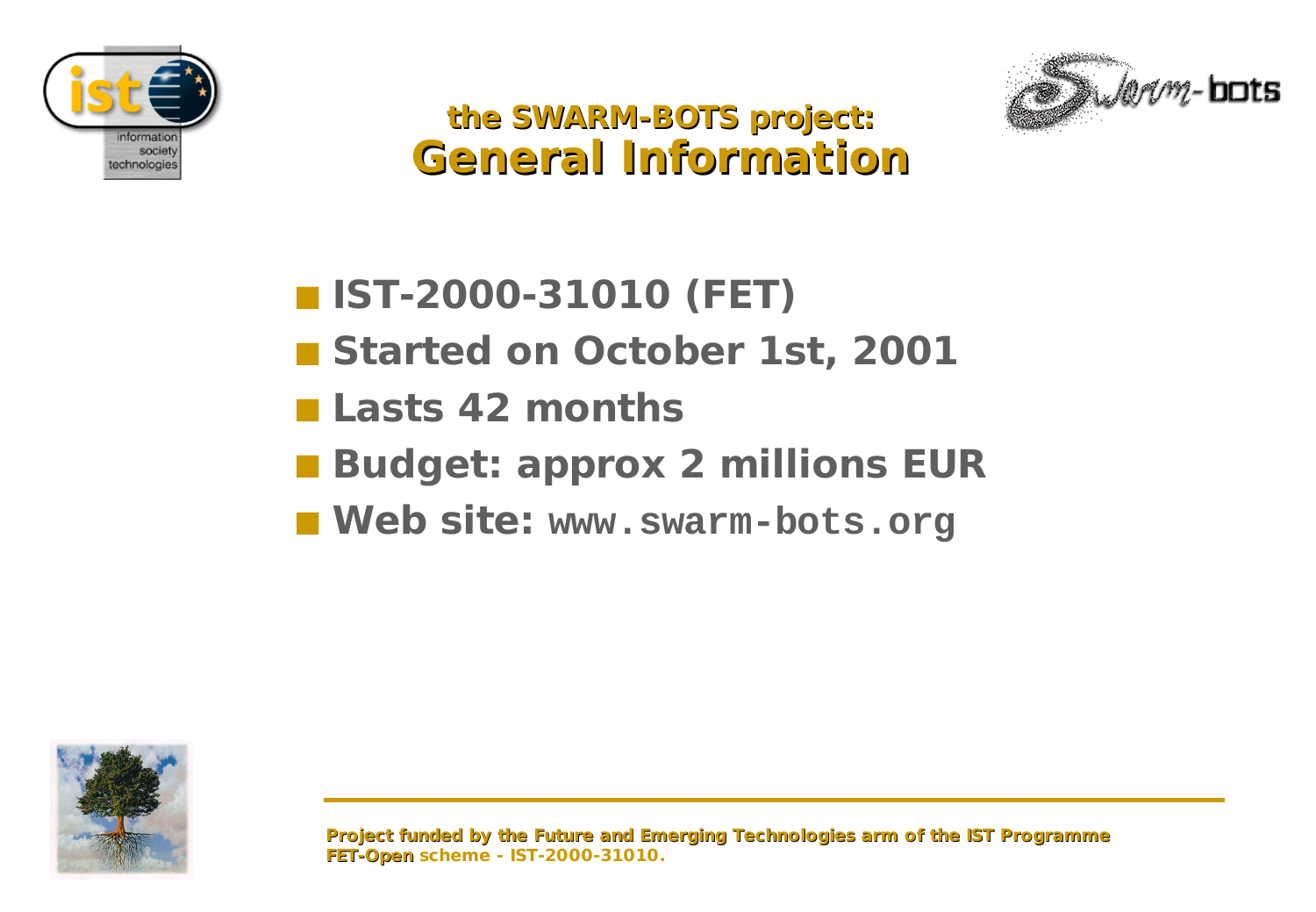# the SWARM-BOTS project: General Information

- **IST-2000-31010 (FET)**
- **Started on October 1st, 2001**
- **Lasts 42 months**
- **Budget: approx 2 millions EUR**
- **Web site:** `www.swarm-bots.org`

**Project funded by the Future and Emerging Technologies arm of the IST Programme**
**FET-Open** scheme - IST-2000-31010.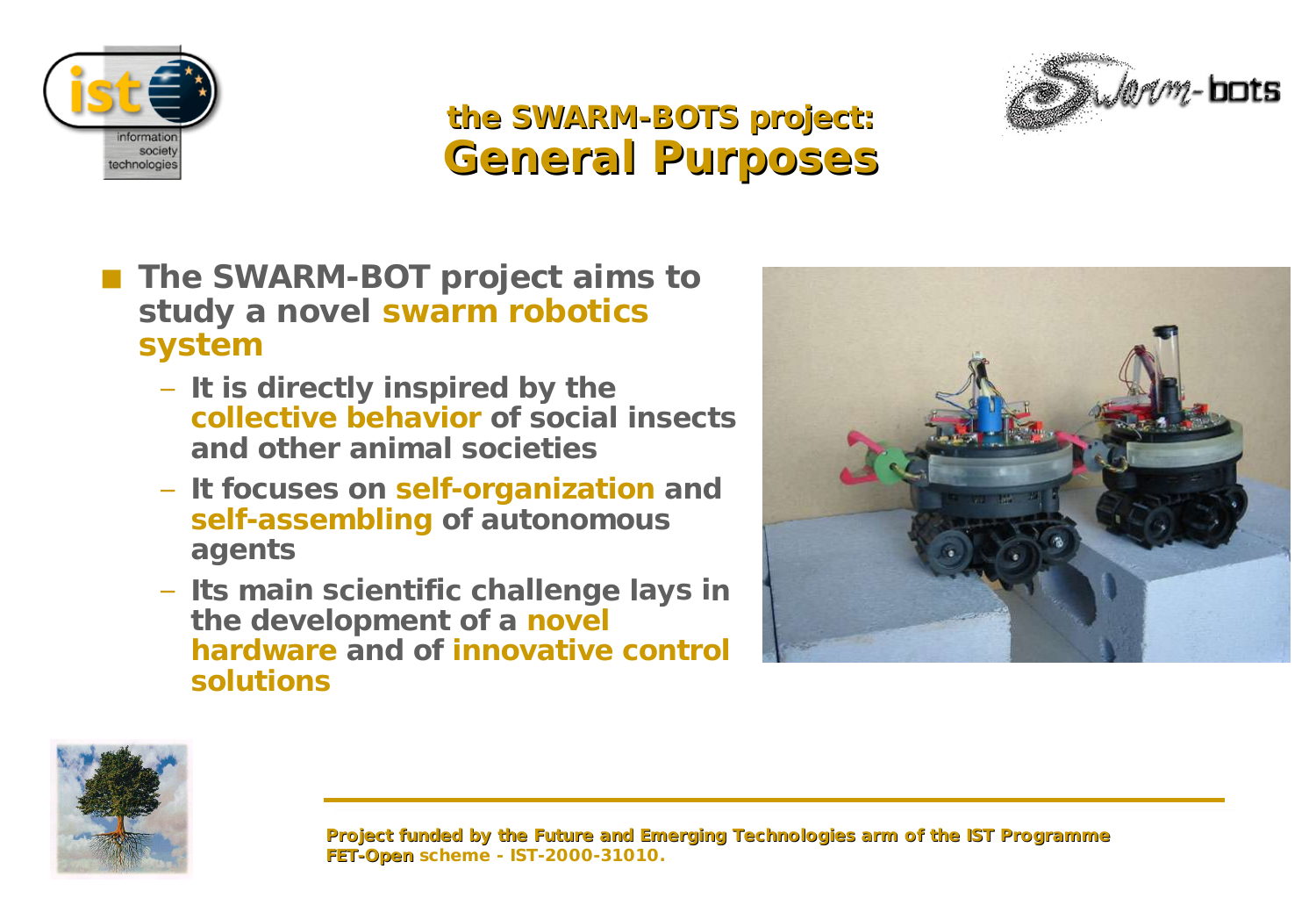# the SWARM-BOTS project: General Purposes

- **The SWARM-BOT project aims to study a novel swarm robotics system**
  - **It is directly inspired by the collective behavior of social insects and other animal societies**
  - **It focuses on self-organization and self-assembling of autonomous agents**
  - **Its main scientific challenge lays in the development of a novel hardware and of innovative control solutions**

**Project funded by the Future and Emerging Technologies arm of the IST Programme**
**FET-Open scheme - IST-2000-31010.**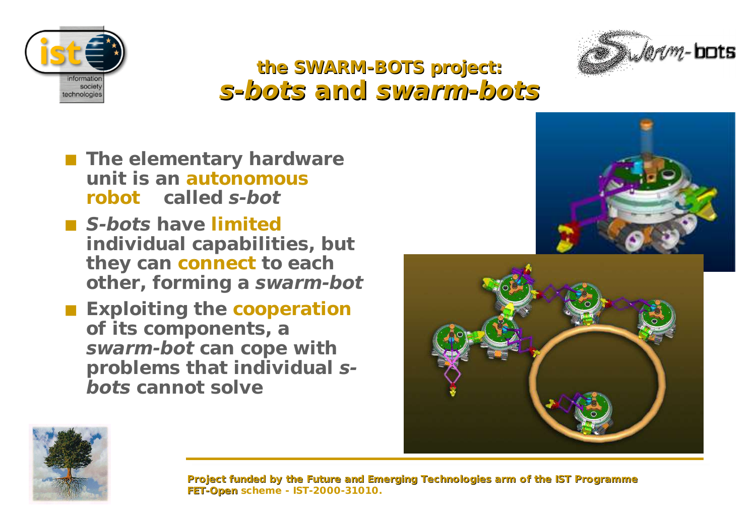# the SWARM-BOTS project: *s-bots* and *swarm-bots*

- **The elementary hardware unit is an autonomous robot called *s-bot***
- ***S-bots* have limited individual capabilities, but they can connect to each other, forming a *swarm-bot***
- **Exploiting the cooperation of its components, a *swarm-bot* can cope with problems that individual *s-bots* cannot solve**

**Project funded by the Future and Emerging Technologies arm of the IST Programme**
**FET-Open scheme - IST-2000-31010.**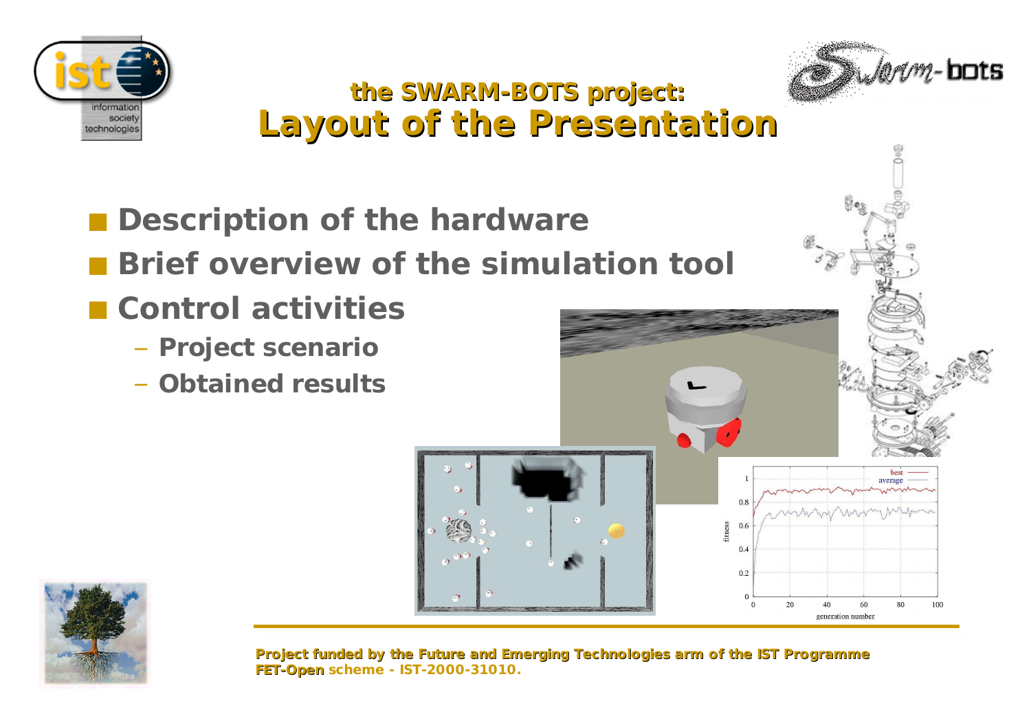# the SWARM-BOTS project: Layout of the Presentation

- **Description of the hardware**
- **Brief overview of the simulation tool**
- **Control activities**
  - **Project scenario**
  - **Obtained results**

**Project funded by the Future and Emerging Technologies arm of the IST Programme**
**FET-Open scheme - IST-2000-31010.**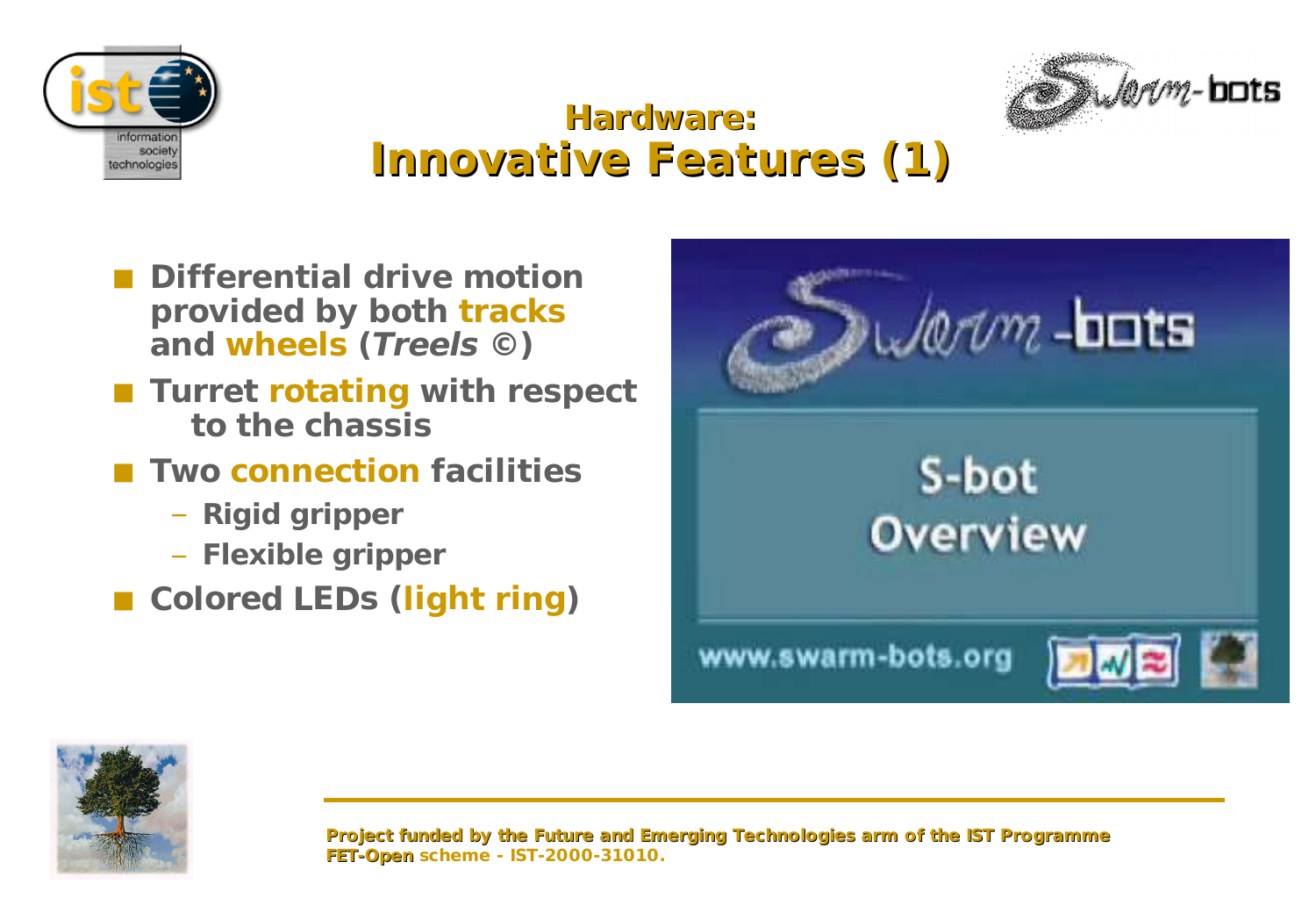# Hardware: Innovative Features (1)

- Differential drive motion provided by both **tracks** and **wheels** (*Treels* ©)
- Turret **rotating** with respect to the chassis
- Two **connection** facilities
  - Rigid gripper
  - Flexible gripper
- Colored LEDs (**light ring**)

Project funded by the Future and Emerging Technologies arm of the IST Programme
FET-Open scheme - IST-2000-31010.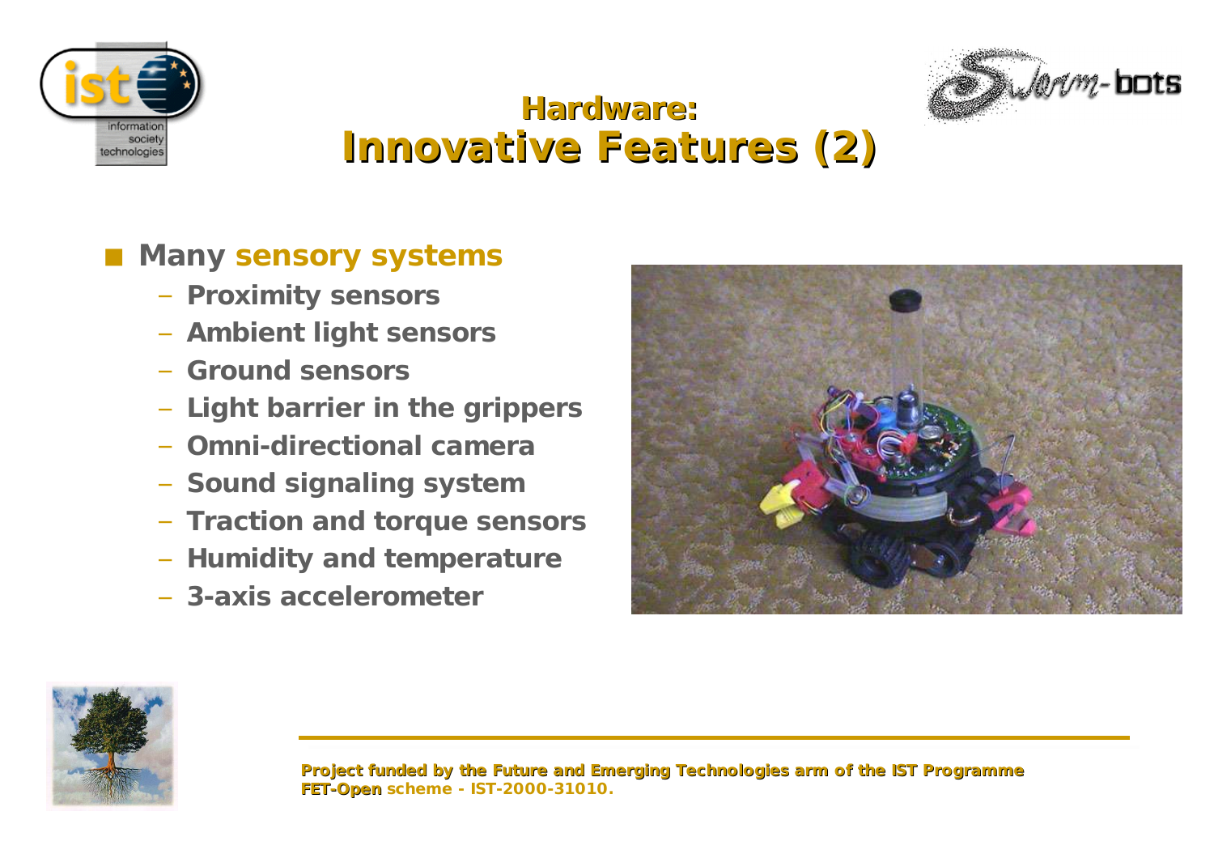# Hardware: Innovative Features (2)

- Many sensory systems
  - Proximity sensors
  - Ambient light sensors
  - Ground sensors
  - Light barrier in the grippers
  - Omni-directional camera
  - Sound signaling system
  - Traction and torque sensors
  - Humidity and temperature
  - 3-axis accelerometer

Project funded by the Future and Emerging Technologies arm of the IST Programme
FET-Open scheme - IST-2000-31010.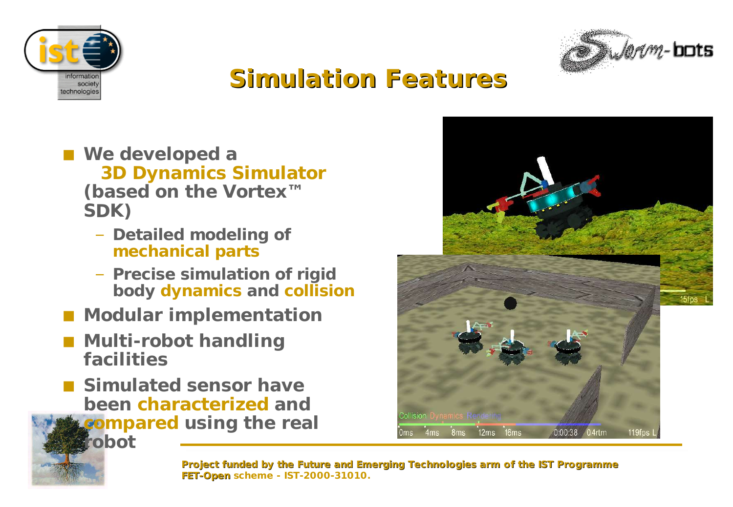# Simulation Features

- We developed a **3D Dynamics Simulator** (based on the Vortex™ SDK)
  - Detailed modeling of **mechanical parts**
  - Precise simulation of rigid body **dynamics** and **collision**
- Modular implementation
- Multi-robot handling facilities
- Simulated sensor have been **characterized** and **compared** using the real robot

Project funded by the Future and Emerging Technologies arm of the IST Programme
FET-Open scheme - IST-2000-31010.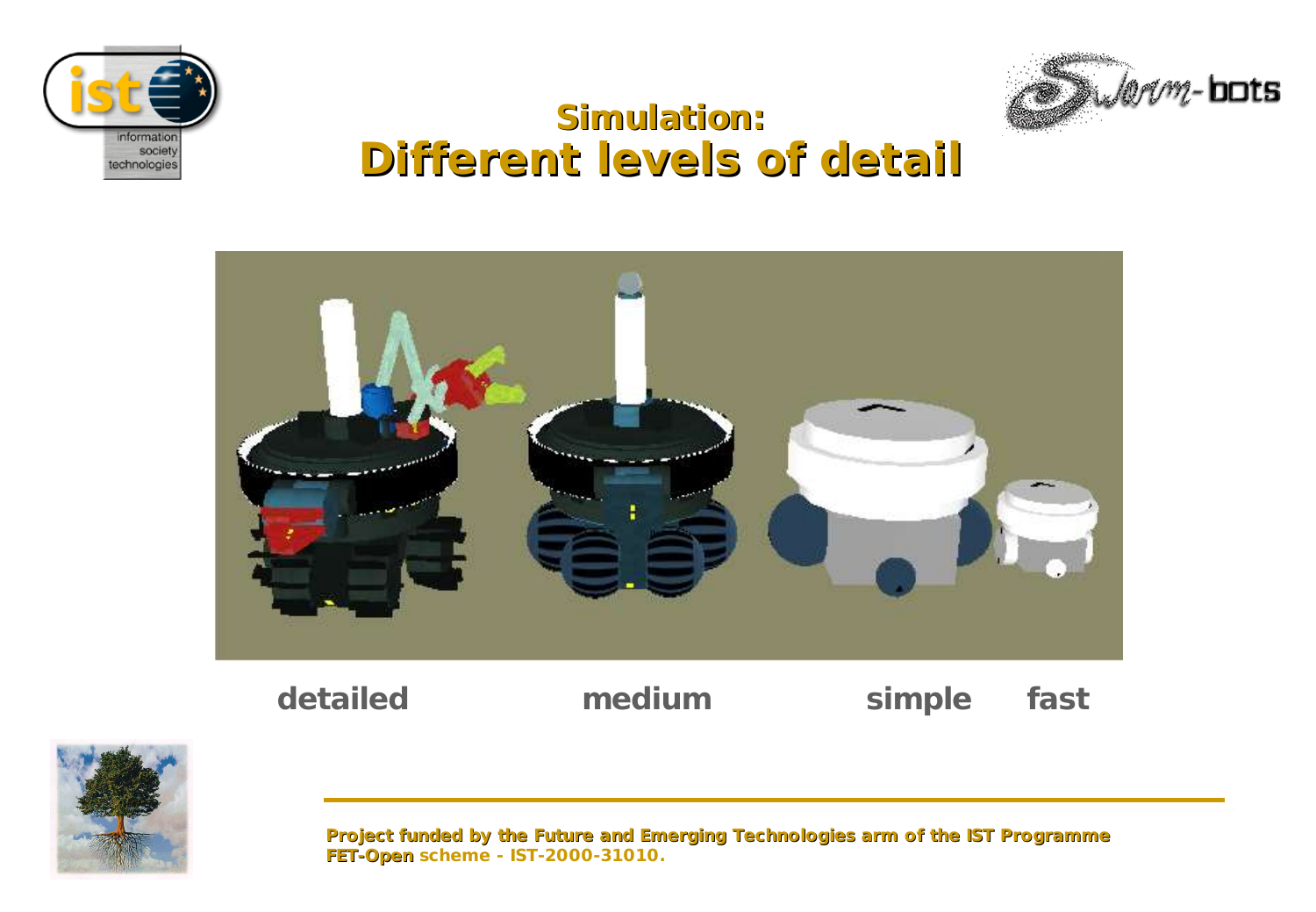# Simulation:
# Different levels of detail

**detailed** **medium** **simple** **fast**

**Project funded by the Future and Emerging Technologies arm of the IST Programme**
**FET-Open** scheme - IST-2000-31010.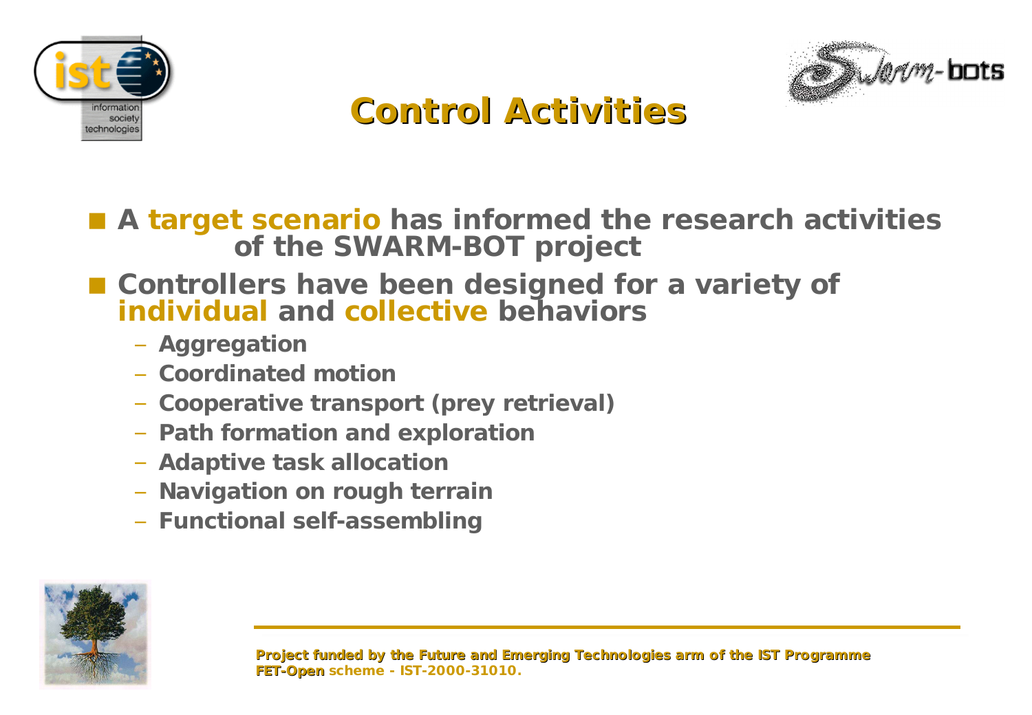# Control Activities

- A **target scenario** has informed the research activities of the SWARM-BOT project
- Controllers have been designed for a variety of **individual** and **collective** behaviors
  - Aggregation
  - Coordinated motion
  - Cooperative transport (prey retrieval)
  - Path formation and exploration
  - Adaptive task allocation
  - Navigation on rough terrain
  - Functional self-assembling

Project funded by the Future and Emerging Technologies arm of the IST Programme
FET-Open scheme - IST-2000-31010.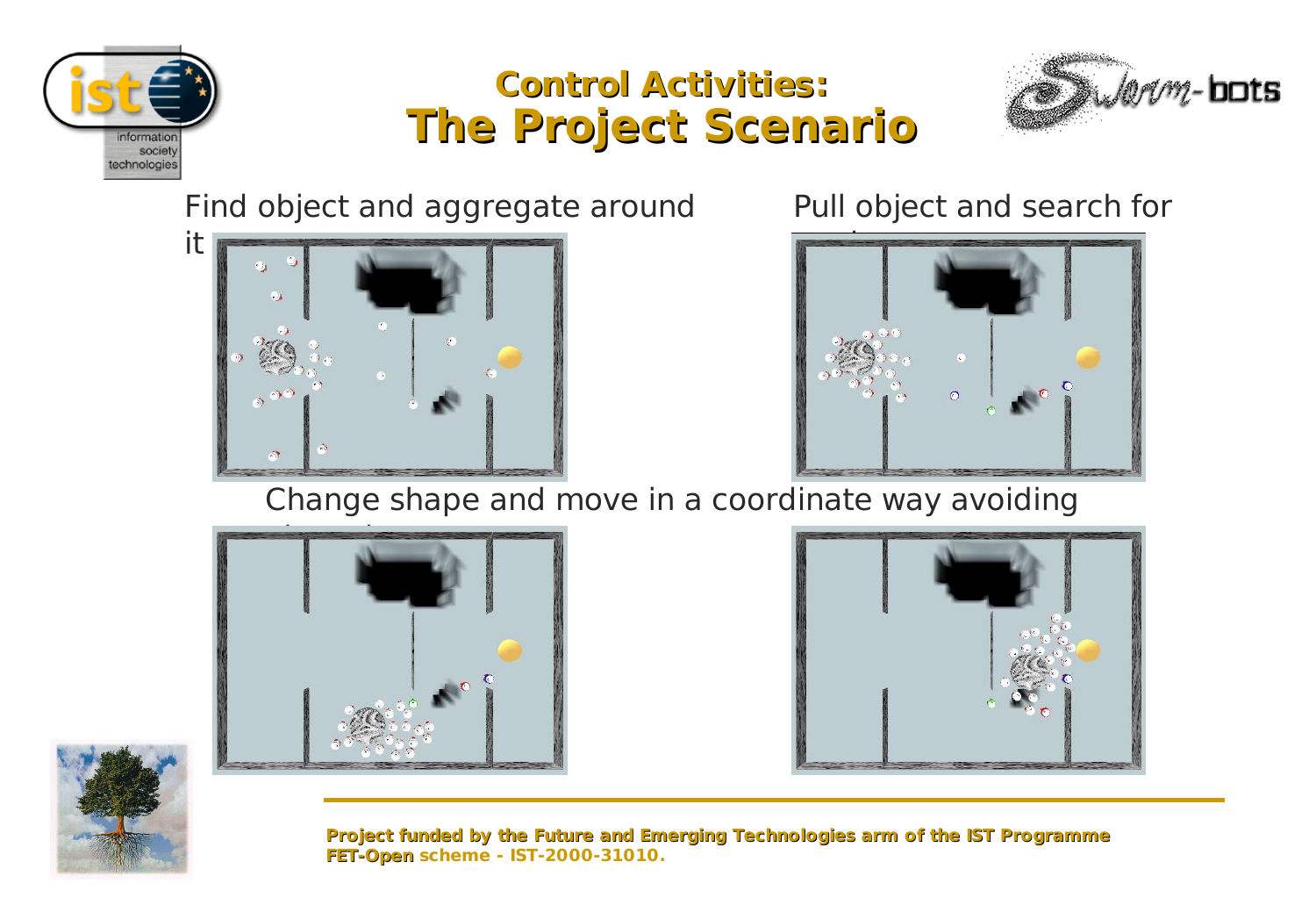# Control Activities:
# The Project Scenario

Find object and aggregate around it

Pull object and search for

Change shape and move in a coordinate way avoiding

**Project funded by the Future and Emerging Technologies arm of the IST Programme FET-Open scheme - IST-2000-31010.**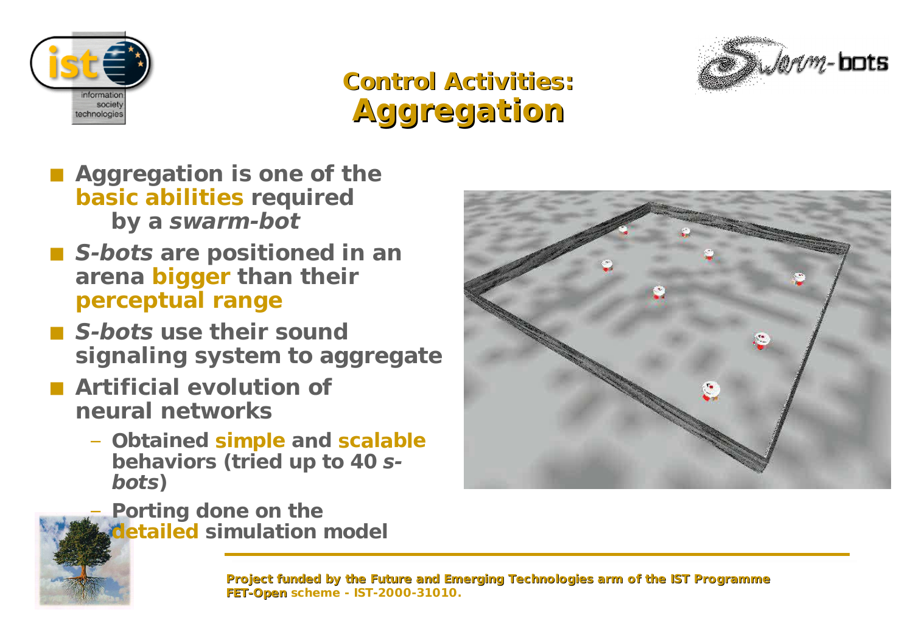# Control Activities: Aggregation

- Aggregation is one of the **basic abilities** required by a *swarm-bot*
- *S-bots* are positioned in an arena **bigger** than their **perceptual range**
- *S-bots* use their sound signaling system to aggregate
- Artificial evolution of neural networks
  - Obtained **simple** and **scalable** behaviors (tried up to 40 *s-bots*)
  - Porting done on the **detailed** simulation model

Project funded by the Future and Emerging Technologies arm of the IST Programme
FET-Open scheme - IST-2000-31010.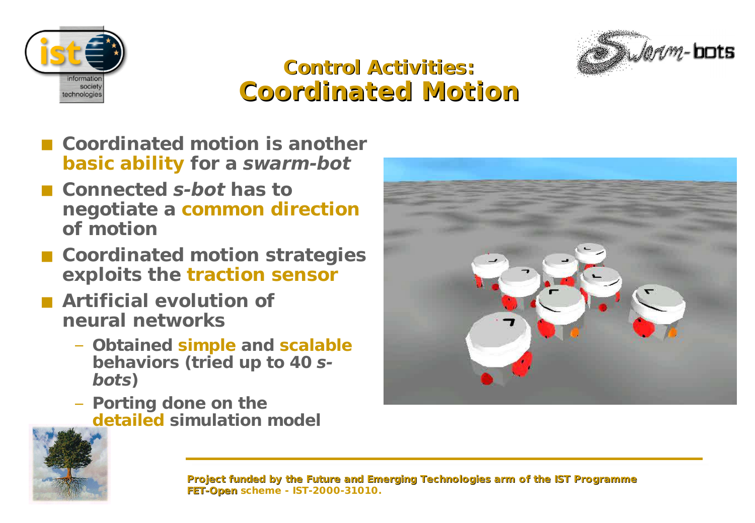# Control Activities: Coordinated Motion

- **Coordinated motion is another basic ability for a *swarm-bot***
- **Connected *s-bot* has to negotiate a common direction of motion**
- **Coordinated motion strategies exploits the traction sensor**
- **Artificial evolution of neural networks**
  - **Obtained simple and scalable behaviors (tried up to 40 *s-bots*)**
  - **Porting done on the detailed simulation model**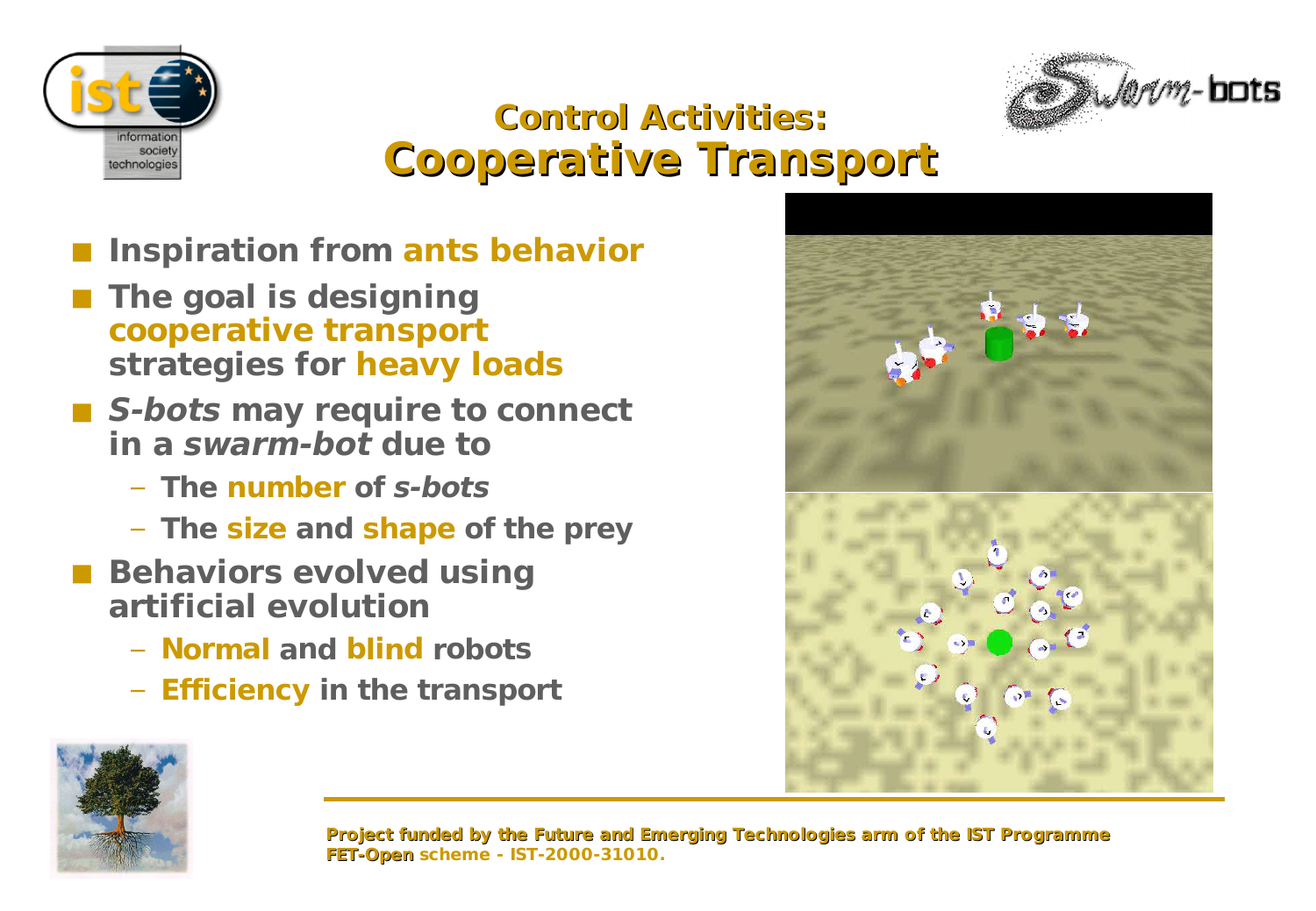# Control Activities:
# Cooperative Transport

- Inspiration from ants behavior
- The goal is designing cooperative transport strategies for heavy loads
- *S-bots* may require to connect in a *swarm-bot* due to
  - The number of *s-bots*
  - The size and shape of the prey
- Behaviors evolved using artificial evolution
  - Normal and blind robots
  - Efficiency in the transport

Project funded by the Future and Emerging Technologies arm of the IST Programme
FET-Open scheme - IST-2000-31010.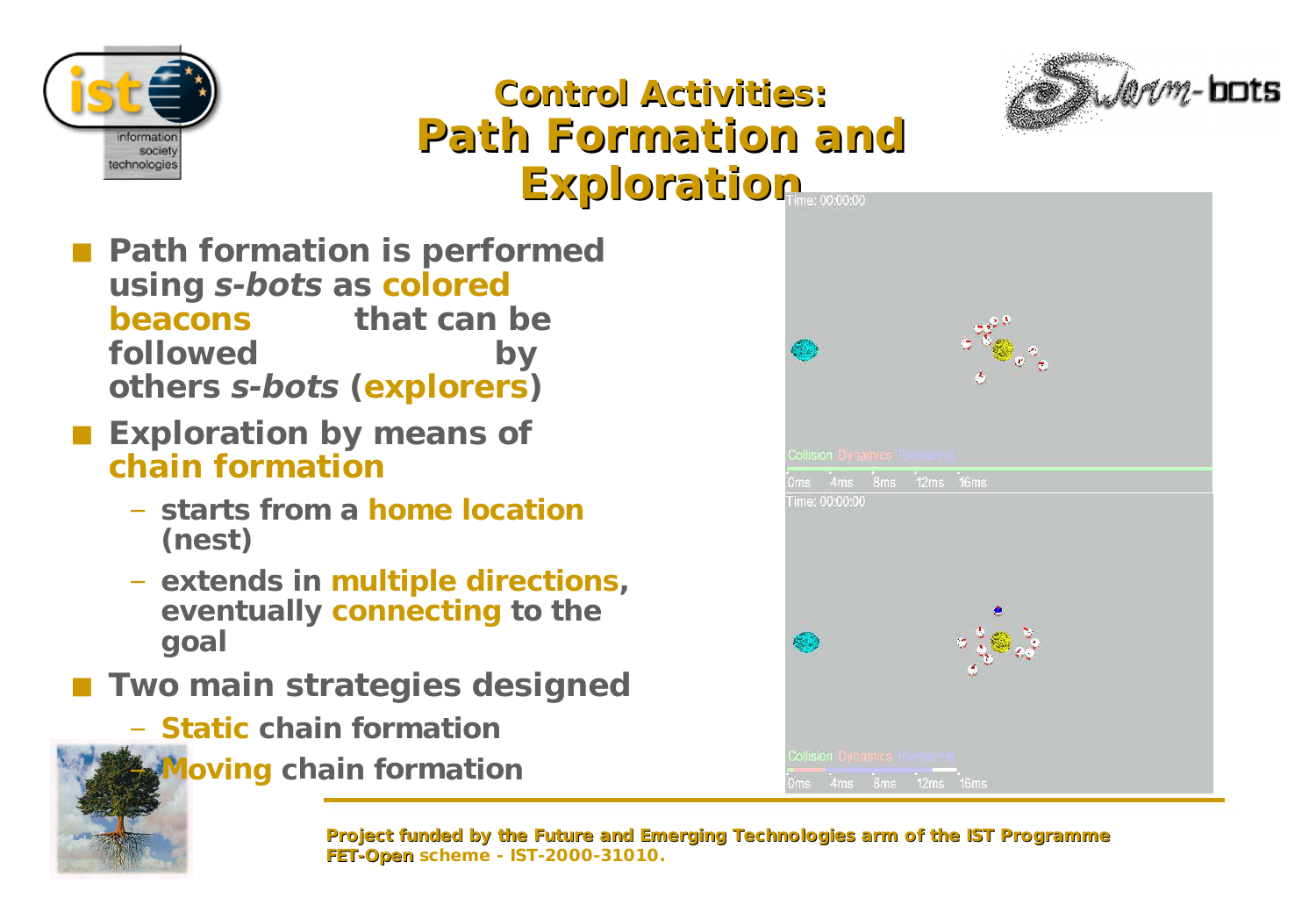# Control Activities: Path Formation and Exploration

- **Path formation is performed using *s-bots* as colored beacons that can be followed by others *s-bots* (explorers)**
- **Exploration by means of chain formation**
  - **starts from a home location (nest)**
  - **extends in multiple directions, eventually connecting to the goal**
- **Two main strategies designed**
  - **Static chain formation**
  - **Moving chain formation**

**Project funded by the Future and Emerging Technologies arm of the IST Programme**
**FET-Open scheme - IST-2000-31010.**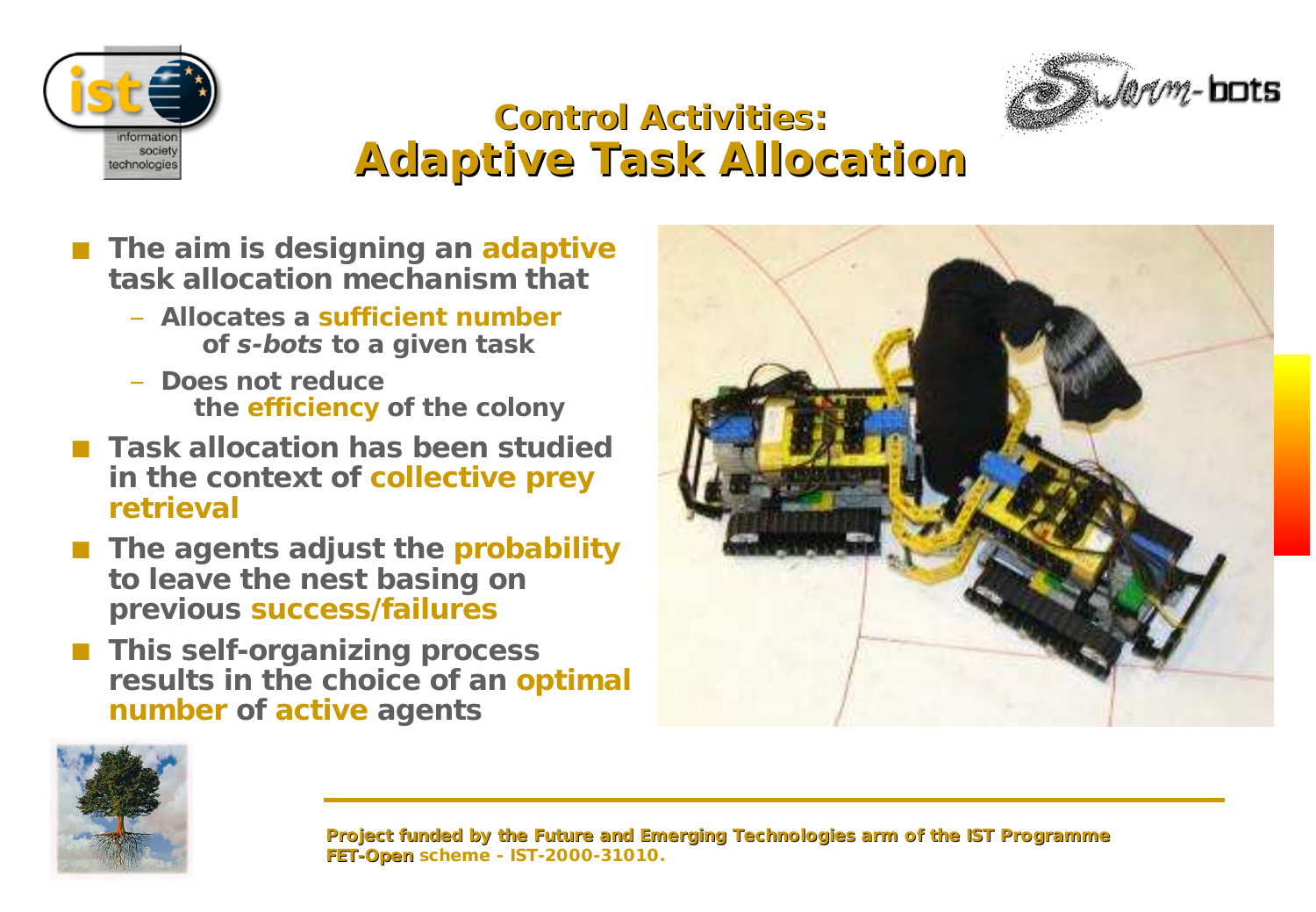# Control Activities: Adaptive Task Allocation

- **The aim is designing an adaptive task allocation mechanism that**
  - **Allocates a sufficient number of *s-bots* to a given task**
  - **Does not reduce the efficiency of the colony**
- **Task allocation has been studied in the context of collective prey retrieval**
- **The agents adjust the probability to leave the nest basing on previous success/failures**
- **This self-organizing process results in the choice of an optimal number of active agents**

**Project funded by the Future and Emerging Technologies arm of the IST Programme**
**FET-Open scheme - IST-2000-31010.**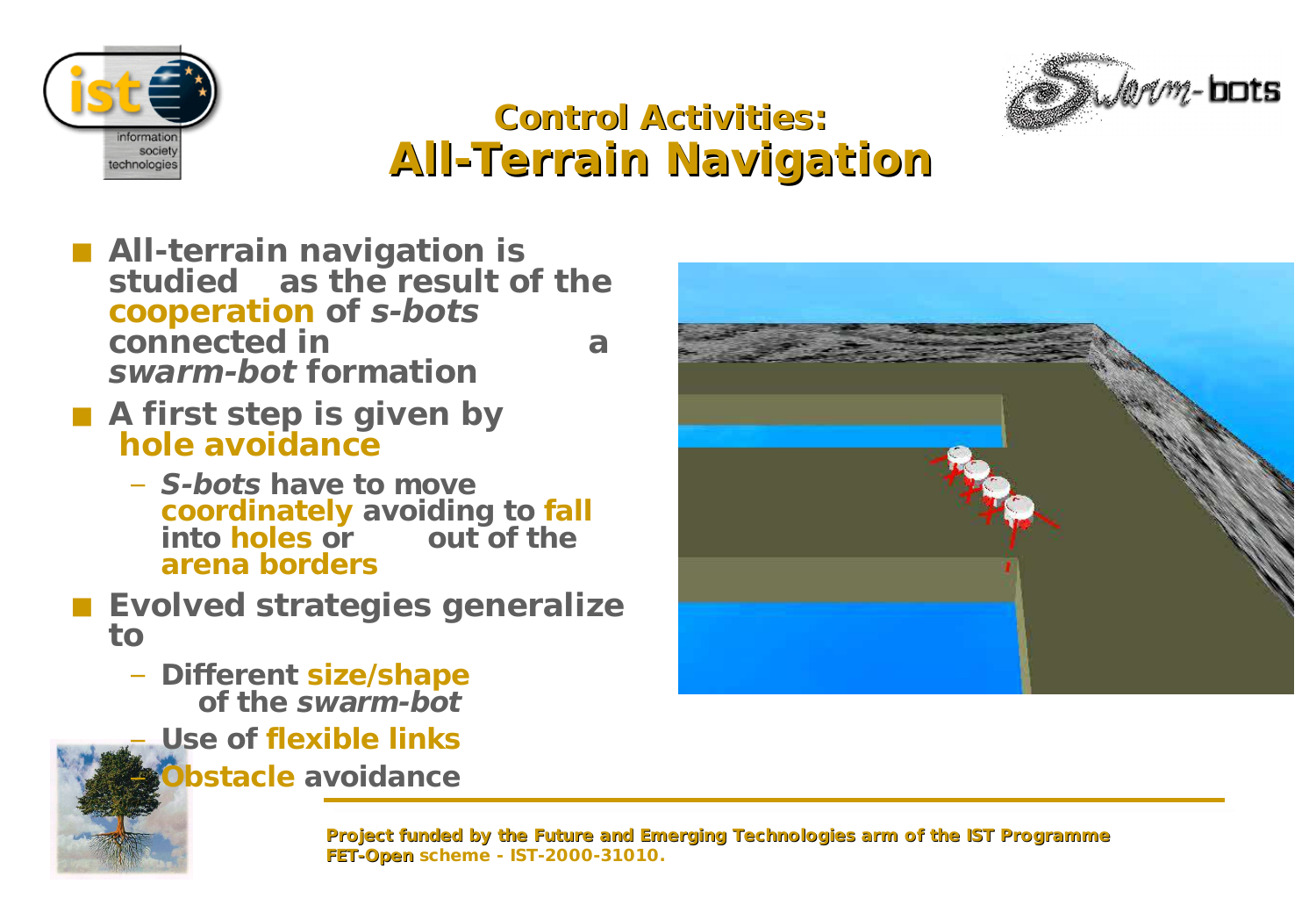# Control Activities:
# All-Terrain Navigation

- All-terrain navigation is studied as the result of the **cooperation** of *s-bots* connected in a *swarm-bot* formation
- A first step is given by **hole avoidance**
  - *S-bots* have to move **coordinately** avoiding to **fall** into **holes** or out of the **arena borders**
- Evolved strategies generalize to
  - Different **size/shape** of the *swarm-bot*
  - Use of **flexible links**
  - **Obstacle** avoidance

Project funded by the Future and Emerging Technologies arm of the IST Programme
FET-Open scheme - IST-2000-31010.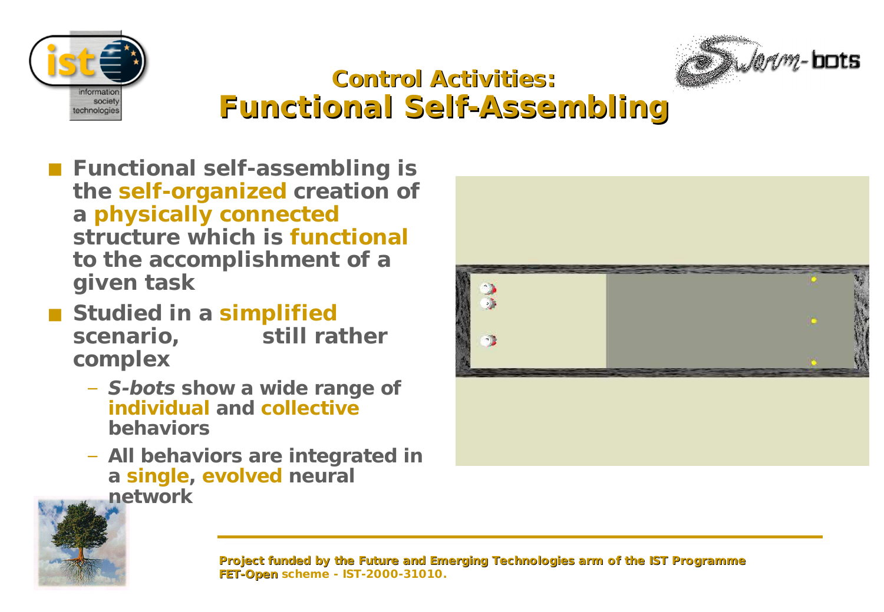# Control Activities:
# Functional Self-Assembling

- **Functional self-assembling is the self-organized creation of a physically connected structure which is functional to the accomplishment of a given task**
- **Studied in a simplified scenario, still rather complex**
  - ***S-bots* show a wide range of individual and collective behaviors**
  - **All behaviors are integrated in a single, evolved neural network**

**Project funded by the Future and Emerging Technologies arm of the IST Programme**
**FET-Open scheme - IST-2000-31010.**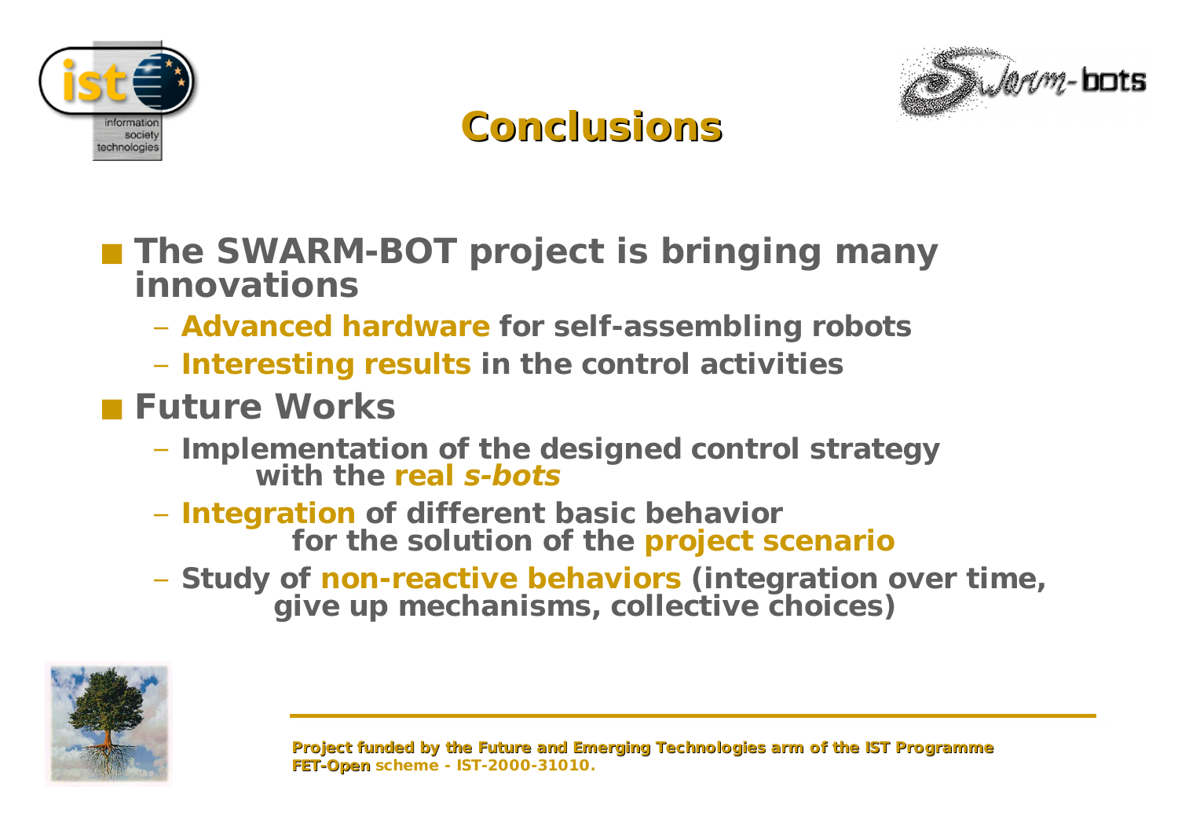# Conclusions

- **The SWARM-BOT project is bringing many innovations**
  - **Advanced hardware for self-assembling robots**
  - **Interesting results in the control activities**
- **Future Works**
  - **Implementation of the designed control strategy with the real *s-bots***
  - **Integration of different basic behavior for the solution of the project scenario**
  - **Study of non-reactive behaviors (integration over time, give up mechanisms, collective choices)**

**Project funded by the Future and Emerging Technologies arm of the IST Programme**
**FET-Open scheme - IST-2000-31010.**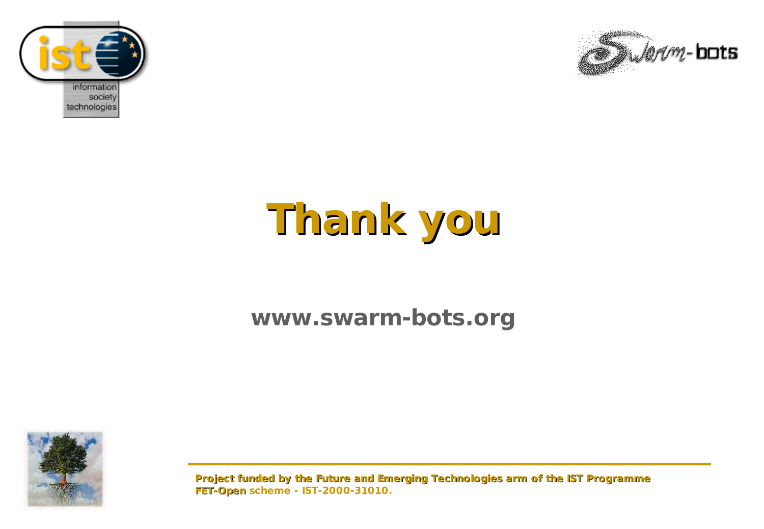# Thank you

**www.swarm-bots.org**

**Project funded by the Future and Emerging Technologies arm of the IST Programme**
**FET-Open scheme - IST-2000-31010.**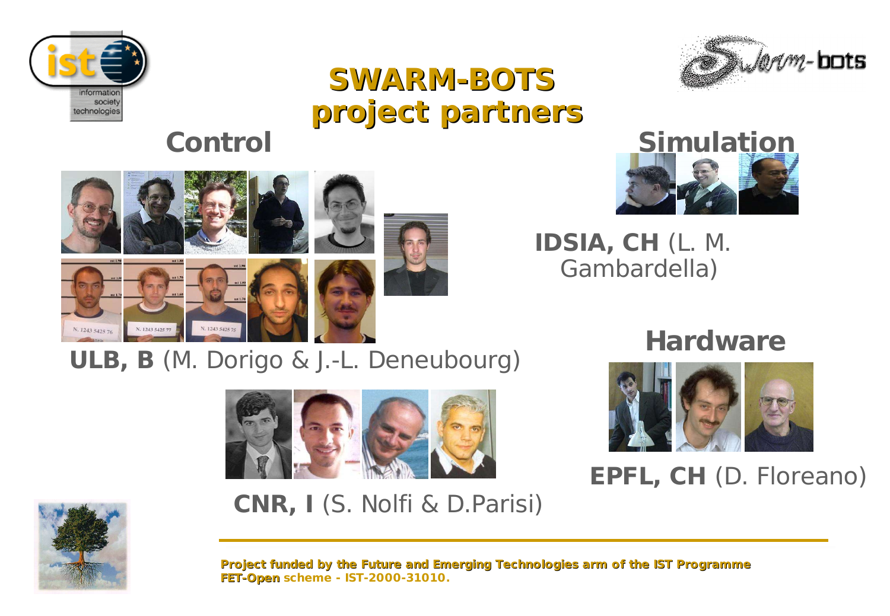# SWARM-BOTS project partners

## Control

**ULB, B** (M. Dorigo & J.-L. Deneubourg)

**CNR, I** (S. Nolfi & D.Parisi)

## Simulation

**IDSIA, CH** (L. M. Gambardella)

## Hardware

**EPFL, CH** (D. Floreano)

**Project funded by the Future and Emerging Technologies arm of the IST Programme**
**FET-Open** scheme - IST-2000-31010.